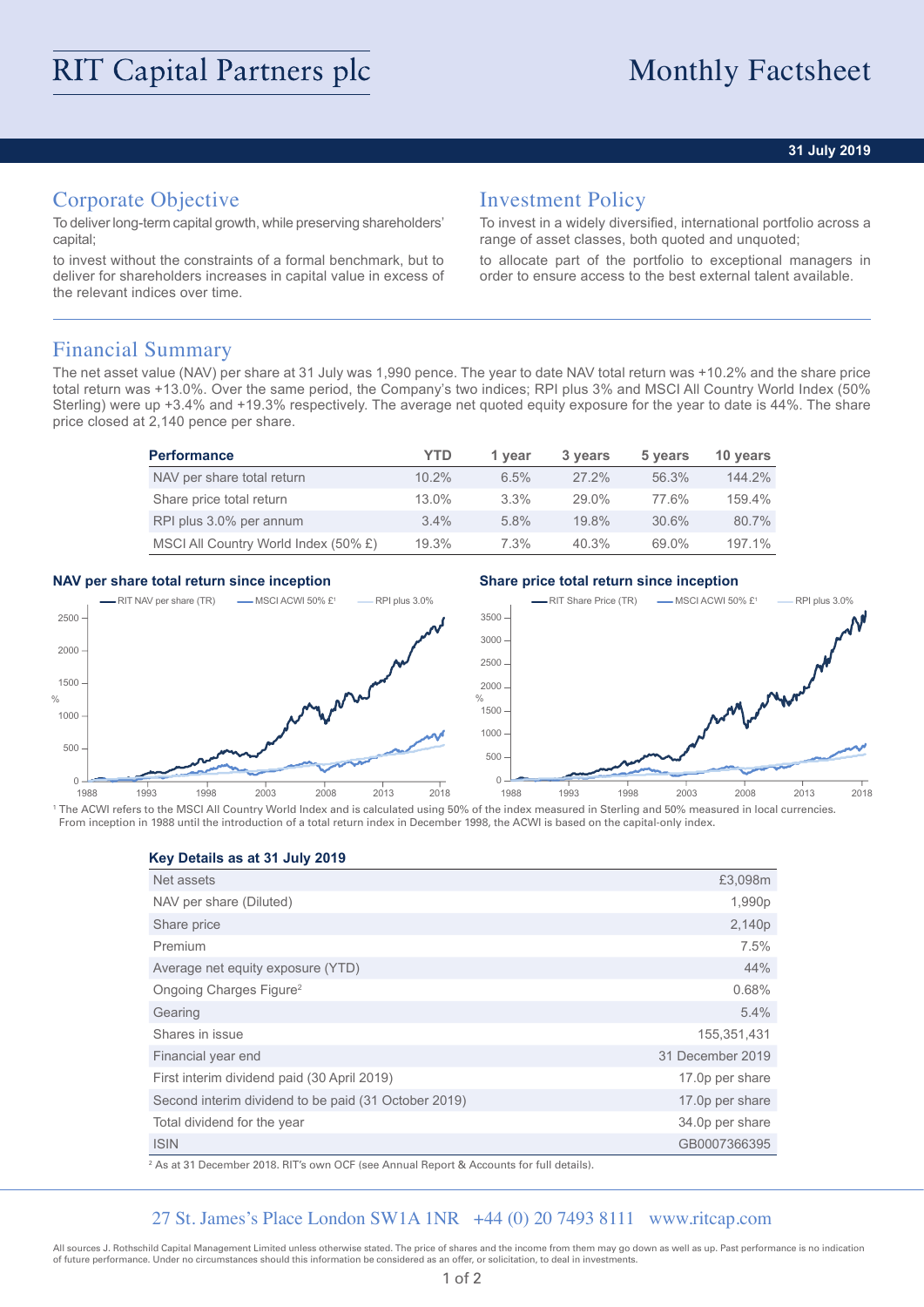# RIT Capital Partners plc

# Monthly Factsheet

**31 July 2019**

## Corporate Objective

To deliver long-term capital growth, while preserving shareholders' capital;

to invest without the constraints of a formal benchmark, but to deliver for shareholders increases in capital value in excess of the relevant indices over time.

## Investment Policy

To invest in a widely diversified, international portfolio across a range of asset classes, both quoted and unquoted;

to allocate part of the portfolio to exceptional managers in order to ensure access to the best external talent available.

## Financial Summary

The net asset value (NAV) per share at 31 July was 1,990 pence. The year to date NAV total return was +10.2% and the share price total return was +13.0%. Over the same period, the Company's two indices; RPI plus 3% and MSCI All Country World Index (50% Sterling) were up +3.4% and +19.3% respectively. The average net quoted equity exposure for the year to date is 44%. The share price closed at 2,140 pence per share.

| Performance | YTD | 1 year | 3 years | 5 years | 10 years |
|---|---|---|---|---|---|
| NAV per share total return | 10.2% | 6.5% | 27.2% | 56.3% | 144.2% |
| Share price total return | 13.0% | 3.3% | 29.0% | 77.6% | 159.4% |
| RPI plus 3.0% per annum | 3.4% | 5.8% | 19.8% | 30.6% | 80.7% |
| MSCI All Country World Index (50% £) | 19.3% | 7.3% | 40.3% | 69.0% | 197.1% |

**NAV per share total return since inception**

**Share price total return since inception**

[1] The ACWI refers to the MSCI All Country World Index and is calculated using 50% of the index measured in Sterling and 50% measured in local currencies. From inception in 1988 until the introduction of a total return index in December 1998, the ACWI is based on the capital-only index.

| Key Details as at 31 July 2019 | |
|---|---|
| Net assets | £3,098m |
| NAV per share (Diluted) | 1,990p |
| Share price | 2,140p |
| Premium | 7.5% |
| Average net equity exposure (YTD) | 44% |
| Ongoing Charges Figure[2] | 0.68% |
| Gearing | 5.4% |
| Shares in issue | 155,351,431 |
| Financial year end | 31 December 2019 |
| First interim dividend paid (30 April 2019) | 17.0p per share |
| Second interim dividend to be paid (31 October 2019) | 17.0p per share |
| Total dividend for the year | 34.0p per share |
| ISIN | GB0007366395 |

[2] As at 31 December 2018. RIT's own OCF (see Annual Report & Accounts for full details).

27 St. James's Place London SW1A 1NR +44 (0) 20 7493 8111 www.ritcap.com

All sources J. Rothschild Capital Management Limited unless otherwise stated. The price of shares and the income from them may go down as well as up. Past performance is no indication of future performance. Under no circumstances should this information be considered as an offer, or solicitation, to deal in investments.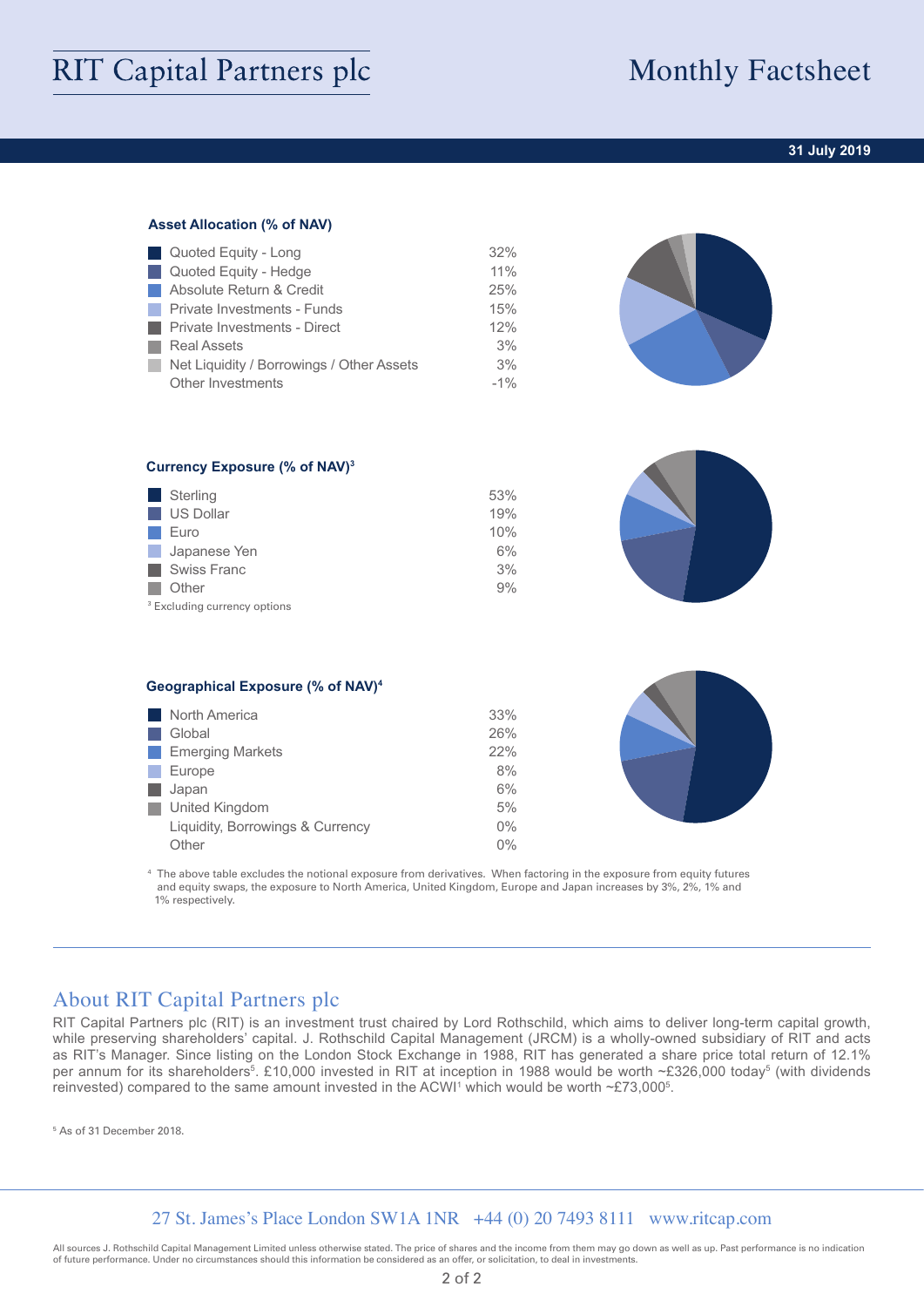# RIT Capital Partners plc

# Monthly Factsheet

**31 July 2019**

### Asset Allocation (% of NAV)

| | |
|---|---|
| Quoted Equity - Long | 32% |
| Quoted Equity - Hedge | 11% |
| Absolute Return & Credit | 25% |
| Private Investments - Funds | 15% |
| Private Investments - Direct | 12% |
| Real Assets | 3% |
| Net Liquidity / Borrowings / Other Assets | 3% |
| Other Investments | -1% |

### Currency Exposure (% of NAV)[3]

| | |
|---|---|
| Sterling | 53% |
| US Dollar | 19% |
| Euro | 10% |
| Japanese Yen | 6% |
| Swiss Franc | 3% |
| Other | 9% |

[3] Excluding currency options

### Geographical Exposure (% of NAV)[4]

| | |
|---|---|
| North America | 33% |
| Global | 26% |
| Emerging Markets | 22% |
| Europe | 8% |
| Japan | 6% |
| United Kingdom | 5% |
| Liquidity, Borrowings & Currency | 0% |
| Other | 0% |

[4] The above table excludes the notional exposure from derivatives. When factoring in the exposure from equity futures and equity swaps, the exposure to North America, United Kingdom, Europe and Japan increases by 3%, 2%, 1% and 1% respectively.

## About RIT Capital Partners plc

RIT Capital Partners plc (RIT) is an investment trust chaired by Lord Rothschild, which aims to deliver long-term capital growth, while preserving shareholders' capital. J. Rothschild Capital Management (JRCM) is a wholly-owned subsidiary of RIT and acts as RIT's Manager. Since listing on the London Stock Exchange in 1988, RIT has generated a share price total return of 12.1% per annum for its shareholders[5]. £10,000 invested in RIT at inception in 1988 would be worth ~£326,000 today[5] (with dividends reinvested) compared to the same amount invested in the ACWI[1] which would be worth ~£73,000[5].

[5] As of 31 December 2018.

27 St. James's Place London SW1A 1NR +44 (0) 20 7493 8111 www.ritcap.com

All sources J. Rothschild Capital Management Limited unless otherwise stated. The price of shares and the income from them may go down as well as up. Past performance is no indication of future performance. Under no circumstances should this information be considered as an offer, or solicitation, to deal in investments.